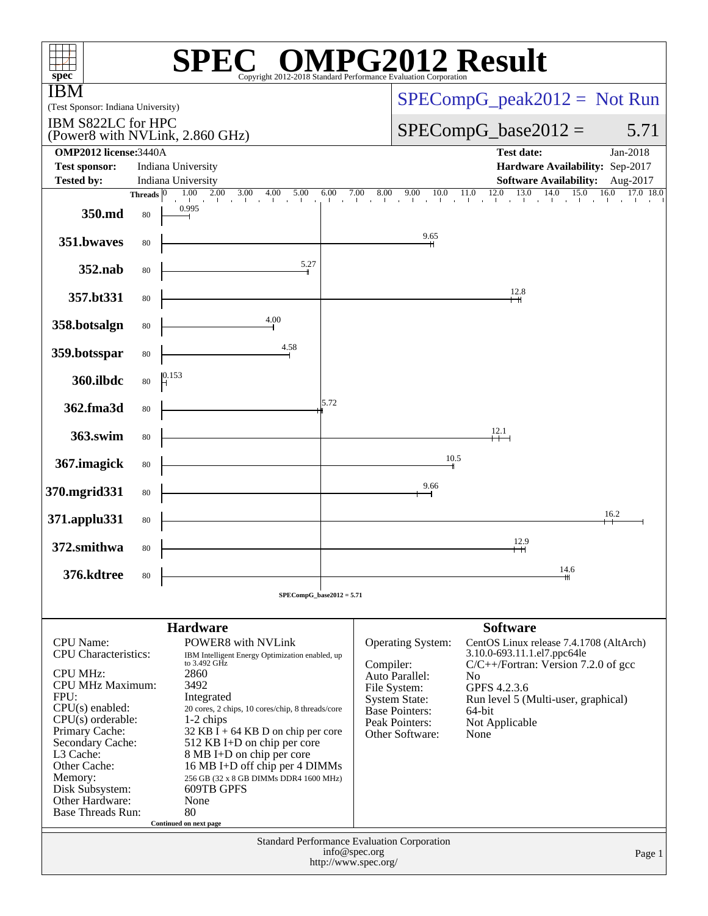# SPEC OMPG2012 Result

Copyright 2012-2018 Standard Performance Evaluation Corporation

**IBM**

(Test Sponsor: Indiana University)

IBM S822LC for HPC
(Power8 with NVLink, 2.860 GHz)

SPECompG_peak2012 = Not Run

SPECompG_base2012 = 5.71

| | | | |
|---|---|---|---|
| **OMP2012 license:** 3440A | | **Test date:** | Jan-2018 |
| **Test sponsor:** | Indiana University | **Hardware Availability:** | Sep-2017 |
| **Tested by:** | Indiana University | **Software Availability:** | Aug-2017 |

| Benchmark | Threads | Base Ratio |
|---|---|---|
| 350.md | 80 | 0.995 |
| 351.bwaves | 80 | 9.65 |
| 352.nab | 80 | 5.27 |
| 357.bt331 | 80 | 12.8 |
| 358.botsalgn | 80 | 4.00 |
| 359.botsspar | 80 | 4.58 |
| 360.ilbdc | 80 | 0.153 |
| 362.fma3d | 80 | 5.72 |
| 363.swim | 80 | 12.1 |
| 367.imagick | 80 | 10.5 |
| 370.mgrid331 | 80 | 9.66 |
| 371.applu331 | 80 | 16.2 |
| 372.smithwa | 80 | 12.9 |
| 376.kdtree | 80 | 14.6 |

SPECompG_base2012 = 5.71

## Hardware

| | |
|---|---|
| CPU Name: | POWER8 with NVLink |
| CPU Characteristics: | IBM Intelligent Energy Optimization enabled, up to 3.492 GHz |
| CPU MHz: | 2860 |
| CPU MHz Maximum: | 3492 |
| FPU: | Integrated |
| CPU(s) enabled: | 20 cores, 2 chips, 10 cores/chip, 8 threads/core |
| CPU(s) orderable: | 1-2 chips |
| Primary Cache: | 32 KB I + 64 KB D on chip per core |
| Secondary Cache: | 512 KB I+D on chip per core |
| L3 Cache: | 8 MB I+D on chip per core |
| Other Cache: | 16 MB I+D off chip per 4 DIMMs |
| Memory: | 256 GB (32 x 8 GB DIMMs DDR4 1600 MHz) |
| Disk Subsystem: | 609TB GPFS |
| Other Hardware: | None |
| Base Threads Run: | 80 |

Continued on next page

## Software

| | |
|---|---|
| Operating System: | CentOS Linux release 7.4.1708 (AltArch) 3.10.0-693.11.1.el7.ppc64le |
| Compiler: | C/C++/Fortran: Version 7.2.0 of gcc |
| Auto Parallel: | No |
| File System: | GPFS 4.2.3.6 |
| System State: | Run level 5 (Multi-user, graphical) |
| Base Pointers: | 64-bit |
| Peak Pointers: | Not Applicable |
| Other Software: | None |

Standard Performance Evaluation Corporation
info@spec.org
http://www.spec.org/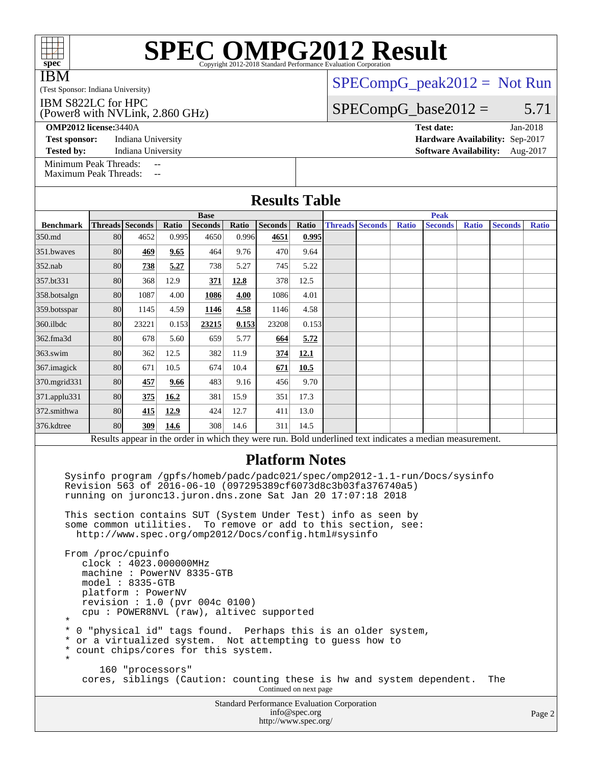# SPEC OMPG2012 Result

Copyright 2012-2018 Standard Performance Evaluation Corporation

**IBM**

(Test Sponsor: Indiana University)

IBM S822LC for HPC
(Power8 with NVLink, 2.860 GHz)

SPECompG_peak2012 = Not Run

SPECompG_base2012 = 5.71

**OMP2012 license:** 3440A | **Test date:** Jan-2018

**Test sponsor:** Indiana University | **Hardware Availability:** Sep-2017

**Tested by:** Indiana University | **Software Availability:** Aug-2017

Minimum Peak Threads: --
Maximum Peak Threads: --

## Results Table

| | Base | | | | | | | Peak | | | | | | |
|---|---|---|---|---|---|---|---|---|---|---|---|---|---|---|
| **Benchmark** | **Threads** | **Seconds** | **Ratio** | **Seconds** | **Ratio** | **Seconds** | **Ratio** | **Threads** | **Seconds** | **Ratio** | **Seconds** | **Ratio** | **Seconds** | **Ratio** |
| 350.md | 80 | 4652 | 0.995 | 4650 | 0.996 | **4651** | **0.995** | | | | | | | |
| 351.bwaves | 80 | **469** | **9.65** | 464 | 9.76 | 470 | 9.64 | | | | | | | |
| 352.nab | 80 | **738** | **5.27** | 738 | 5.27 | 745 | 5.22 | | | | | | | |
| 357.bt331 | 80 | 368 | 12.9 | **371** | **12.8** | 378 | 12.5 | | | | | | | |
| 358.botsalgn | 80 | 1087 | 4.00 | **1086** | **4.00** | 1086 | 4.01 | | | | | | | |
| 359.botsspar | 80 | 1145 | 4.59 | **1146** | **4.58** | 1146 | 4.58 | | | | | | | |
| 360.ilbdc | 80 | 23221 | 0.153 | **23215** | **0.153** | 23208 | 0.153 | | | | | | | |
| 362.fma3d | 80 | 678 | 5.60 | 659 | 5.77 | **664** | **5.72** | | | | | | | |
| 363.swim | 80 | 362 | 12.5 | 382 | 11.9 | **374** | **12.1** | | | | | | | |
| 367.imagick | 80 | 671 | 10.5 | 674 | 10.4 | **671** | **10.5** | | | | | | | |
| 370.mgrid331 | 80 | **457** | **9.66** | 483 | 9.16 | 456 | 9.70 | | | | | | | |
| 371.applu331 | 80 | **375** | **16.2** | 381 | 15.9 | 351 | 17.3 | | | | | | | |
| 372.smithwa | 80 | **415** | **12.9** | 424 | 12.7 | 411 | 13.0 | | | | | | | |
| 376.kdtree | 80 | **309** | **14.6** | 308 | 14.6 | 311 | 14.5 | | | | | | | |

Results appear in the order in which they were run. Bold underlined text indicates a median measurement.

## Platform Notes

```
Sysinfo program /gpfs/homeb/padc/padc021/spec/omp2012-1.1-run/Docs/sysinfo
Revision 563 of 2016-06-10 (097295389cf6073d8c3b03fa376740a5)
running on juronc13.juron.dns.zone Sat Jan 20 17:07:18 2018

This section contains SUT (System Under Test) info as seen by
some common utilities.  To remove or add to this section, see:
  http://www.spec.org/omp2012/Docs/config.html#sysinfo

From /proc/cpuinfo
   clock : 4023.000000MHz
   machine : PowerNV 8335-GTB
   model : 8335-GTB
   platform : PowerNV
   revision : 1.0 (pvr 004c 0100)
   cpu : POWER8NVL (raw), altivec supported
*
* 0 "physical id" tags found.  Perhaps this is an older system,
* or a virtualized system.  Not attempting to guess how to
* count chips/cores for this system.
*
      160 "processors"
   cores, siblings (Caution: counting these is hw and system dependent.  The
```

Continued on next page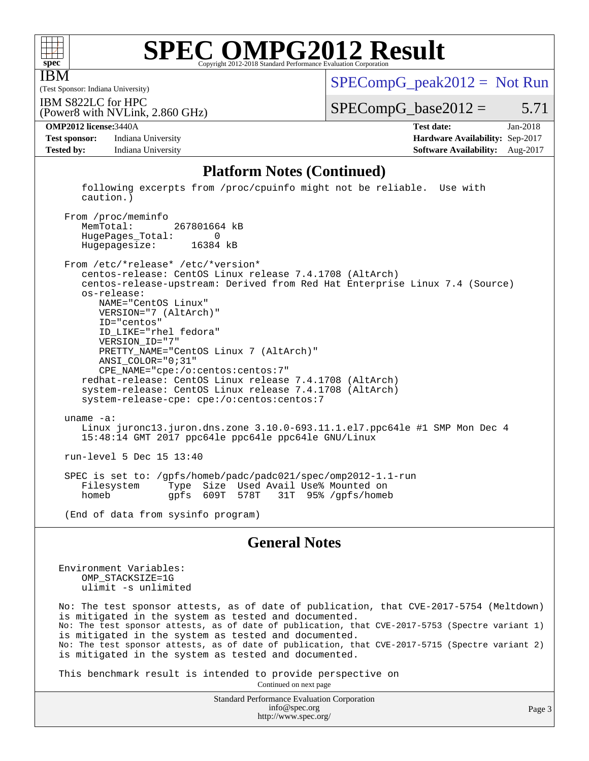# SPEC OMPG2012 Result

Copyright 2012-2018 Standard Performance Evaluation Corporation

IBM

(Test Sponsor: Indiana University)

IBM S822LC for HPC
(Power8 with NVLink, 2.860 GHz)

SPECompG_peak2012 = Not Run

SPECompG_base2012 = 5.71

**OMP2012 license:** 3440A
**Test sponsor:** Indiana University
**Tested by:** Indiana University

**Test date:** Jan-2018
**Hardware Availability:** Sep-2017
**Software Availability:** Aug-2017

## Platform Notes (Continued)

```
      following excerpts from /proc/cpuinfo might not be reliable.  Use with
      caution.)

    From /proc/meminfo
       MemTotal:       267801664 kB
       HugePages_Total:        0
       Hugepagesize:       16384 kB

    From /etc/*release* /etc/*version*
       centos-release: CentOS Linux release 7.4.1708 (AltArch)
       centos-release-upstream: Derived from Red Hat Enterprise Linux 7.4 (Source)
       os-release:
          NAME="CentOS Linux"
          VERSION="7 (AltArch)"
          ID="centos"
          ID_LIKE="rhel fedora"
          VERSION_ID="7"
          PRETTY_NAME="CentOS Linux 7 (AltArch)"
          ANSI_COLOR="0;31"
          CPE_NAME="cpe:/o:centos:centos:7"
       redhat-release: CentOS Linux release 7.4.1708 (AltArch)
       system-release: CentOS Linux release 7.4.1708 (AltArch)
       system-release-cpe: cpe:/o:centos:centos:7

    uname -a:
       Linux juronc13.juron.dns.zone 3.10.0-693.11.1.el7.ppc64le #1 SMP Mon Dec 4
       15:48:14 GMT 2017 ppc64le ppc64le ppc64le GNU/Linux

    run-level 5 Dec 15 13:40

    SPEC is set to: /gpfs/homeb/padc/padc021/spec/omp2012-1.1-run
       Filesystem     Type  Size  Used Avail Use% Mounted on
       homeb          gpfs  609T  578T   31T  95% /gpfs/homeb

    (End of data from sysinfo program)
```

## General Notes

```
Environment Variables:
    OMP_STACKSIZE=1G
    ulimit -s unlimited

No: The test sponsor attests, as of date of publication, that CVE-2017-5754 (Meltdown)
is mitigated in the system as tested and documented.
No: The test sponsor attests, as of date of publication, that CVE-2017-5753 (Spectre variant 1)
is mitigated in the system as tested and documented.
No: The test sponsor attests, as of date of publication, that CVE-2017-5715 (Spectre variant 2)
is mitigated in the system as tested and documented.

This benchmark result is intended to provide perspective on
```

Continued on next page

Standard Performance Evaluation Corporation
info@spec.org
http://www.spec.org/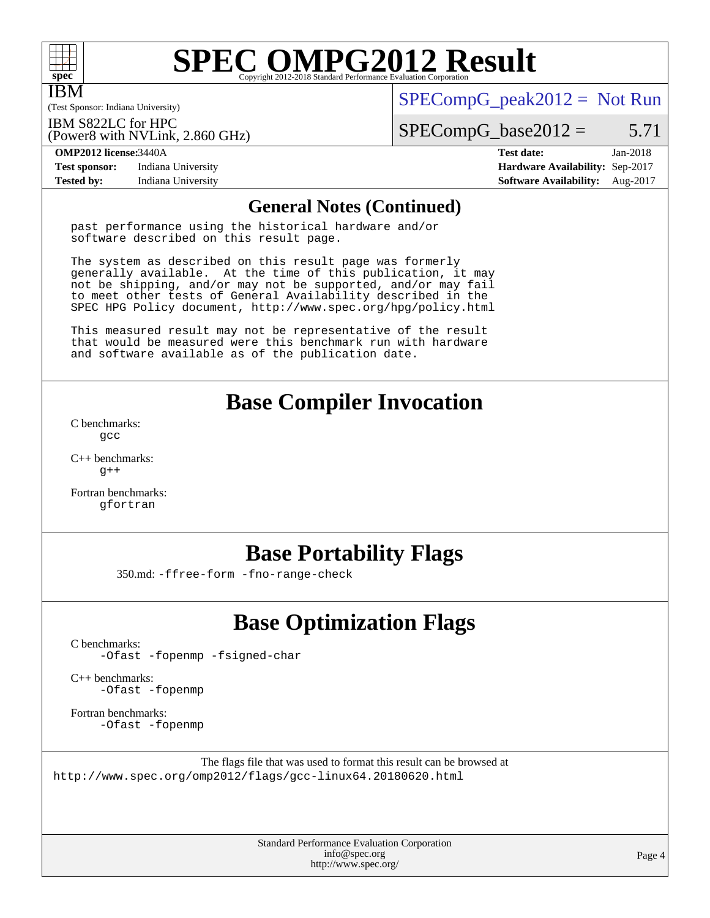## General Notes (Continued)

```
past performance using the historical hardware and/or
software described on this result page.

The system as described on this result page was formerly
generally available.  At the time of this publication, it may
not be shipping, and/or may not be supported, and/or may fail
to meet other tests of General Availability described in the
SPEC HPG Policy document, http://www.spec.org/hpg/policy.html

This measured result may not be representative of the result
that would be measured were this benchmark run with hardware
and software available as of the publication date.
```

## Base Compiler Invocation

C benchmarks:
`gcc`

C++ benchmarks:
`g++`

Fortran benchmarks:
`gfortran`

## Base Portability Flags

350.md: `-ffree-form -fno-range-check`

## Base Optimization Flags

C benchmarks:
`-Ofast -fopenmp -fsigned-char`

C++ benchmarks:
`-Ofast -fopenmp`

Fortran benchmarks:
`-Ofast -fopenmp`

The flags file that was used to format this result can be browsed at
http://www.spec.org/omp2012/flags/gcc-linux64.20180620.html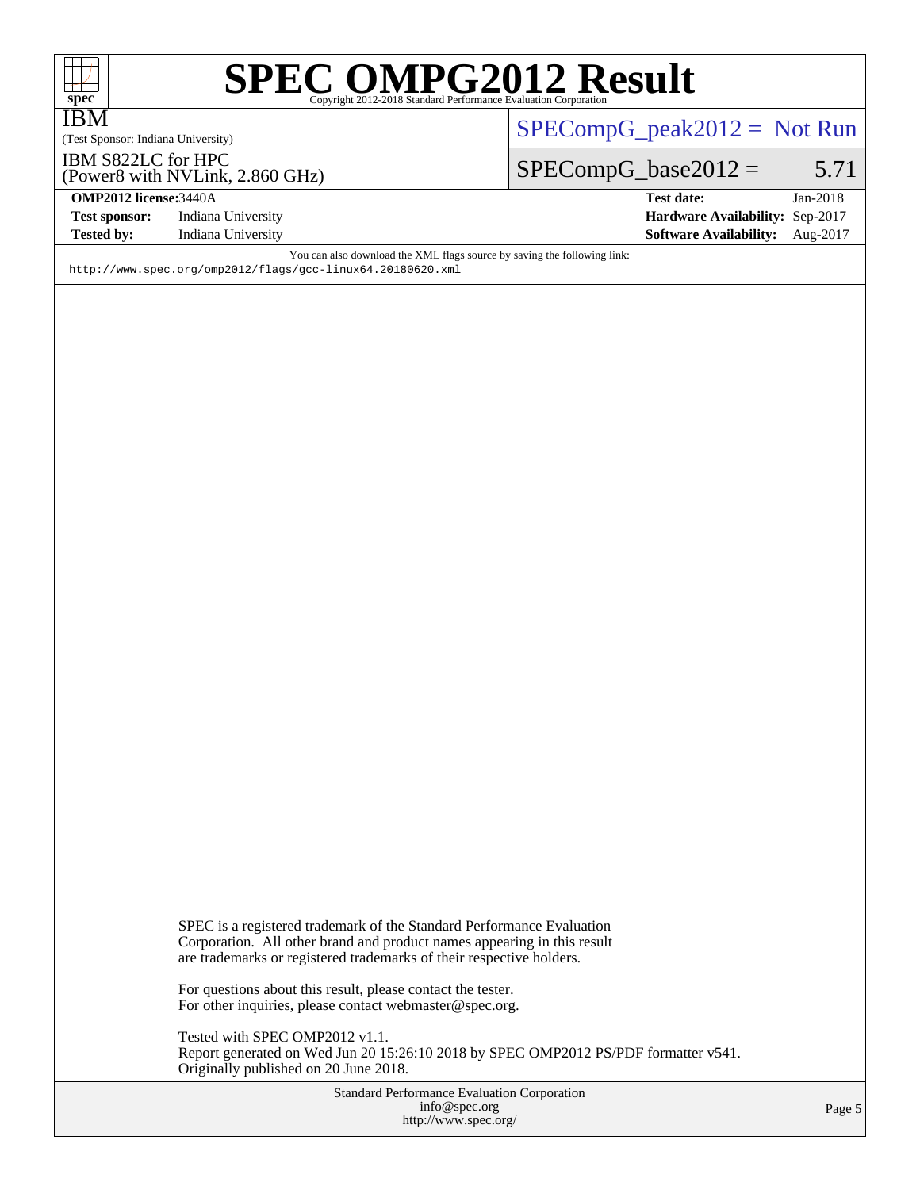# SPEC OMPG2012 Result

Copyright 2012-2018 Standard Performance Evaluation Corporation

**IBM**

(Test Sponsor: Indiana University)

IBM S822LC for HPC
(Power8 with NVLink, 2.860 GHz)

SPECompG_peak2012 = Not Run

SPECompG_base2012 = 5.71

| | | | |
|---|---|---|---|
| **OMP2012 license:** | 3440A | **Test date:** | Jan-2018 |
| **Test sponsor:** | Indiana University | **Hardware Availability:** | Sep-2017 |
| **Tested by:** | Indiana University | **Software Availability:** | Aug-2017 |

You can also download the XML flags source by saving the following link:
http://www.spec.org/omp2012/flags/gcc-linux64.20180620.xml

SPEC is a registered trademark of the Standard Performance Evaluation Corporation. All other brand and product names appearing in this result are trademarks or registered trademarks of their respective holders.

For questions about this result, please contact the tester.
For other inquiries, please contact webmaster@spec.org.

Tested with SPEC OMP2012 v1.1.
Report generated on Wed Jun 20 15:26:10 2018 by SPEC OMP2012 PS/PDF formatter v541.
Originally published on 20 June 2018.

Standard Performance Evaluation Corporation
info@spec.org
http://www.spec.org/